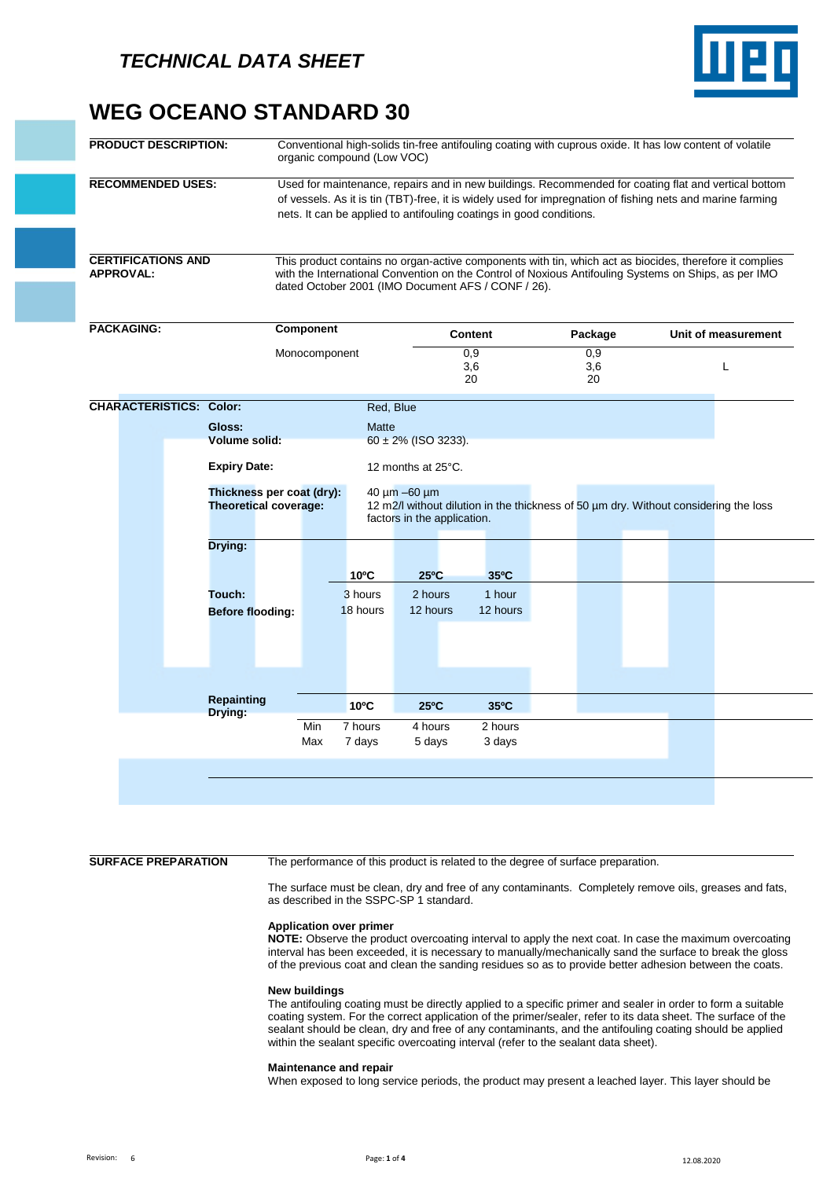*TECHNICAL DATA SHEET*

# WEG OCEANO STANDARD 30

**PRODUCT DESCRIPTION:**
Conventional high-solids tin-free antifouling coating with cuprous oxide. It has low content of volatile organic compound (Low VOC)

**RECOMMENDED USES:**
Used for maintenance, repairs and in new buildings. Recommended for coating flat and vertical bottom of vessels. As it is tin (TBT)-free, it is widely used for impregnation of fishing nets and marine farming nets. It can be applied to antifouling coatings in good conditions.

**CERTIFICATIONS AND APPROVAL:**
This product contains no organ-active components with tin, which act as biocides, therefore it complies with the International Convention on the Control of Noxious Antifouling Systems on Ships, as per IMO dated October 2001 (IMO Document AFS / CONF / 26).

**PACKAGING:**

| Component | Content | Package | Unit of measurement |
|---|---|---|---|
| Monocomponent | 0,9<br>3,6<br>20 | 0,9<br>3,6<br>20 | L |

**CHARACTERISTICS:**

**Color:** Red, Blue

**Gloss:** Matte

**Volume solid:** 60 ± 2% (ISO 3233).

**Expiry Date:** 12 months at 25°C.

**Thickness per coat (dry):** 40 µm –60 µm

**Theoretical coverage:** 12 m2/l without dilution in the thickness of 50 µm dry. Without considering the loss factors in the application.

**Drying:**

| | 10ºC | 25ºC | 35ºC |
|---|---|---|---|
| **Touch:** | 3 hours | 2 hours | 1 hour |
| **Before flooding:** | 18 hours | 12 hours | 12 hours |

**Repainting Drying:**

| | 10ºC | 25ºC | 35ºC |
|---|---|---|---|
| Min | 7 hours | 4 hours | 2 hours |
| Max | 7 days | 5 days | 3 days |

**SURFACE PREPARATION**

The performance of this product is related to the degree of surface preparation.

The surface must be clean, dry and free of any contaminants. Completely remove oils, greases and fats, as described in the SSPC-SP 1 standard.

**Application over primer**

**NOTE:** Observe the product overcoating interval to apply the next coat. In case the maximum overcoating interval has been exceeded, it is necessary to manually/mechanically sand the surface to break the gloss of the previous coat and clean the sanding residues so as to provide better adhesion between the coats.

**New buildings**

The antifouling coating must be directly applied to a specific primer and sealer in order to form a suitable coating system. For the correct application of the primer/sealer, refer to its data sheet. The surface of the sealant should be clean, dry and free of any contaminants, and the antifouling coating should be applied within the sealant specific overcoating interval (refer to the sealant data sheet).

**Maintenance and repair**

When exposed to long service periods, the product may present a leached layer. This layer should be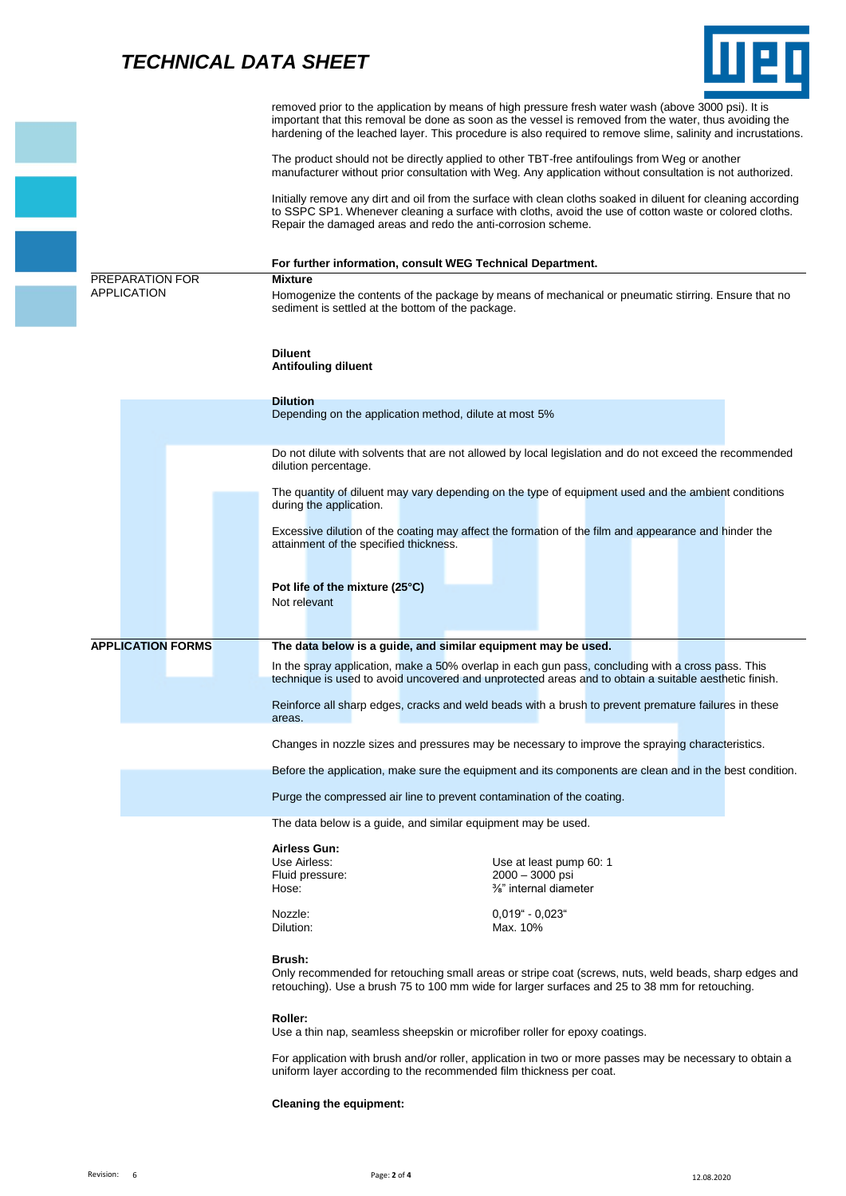removed prior to the application by means of high pressure fresh water wash (above 3000 psi). It is important that this removal be done as soon as the vessel is removed from the water, thus avoiding the hardening of the leached layer. This procedure is also required to remove slime, salinity and incrustations.

The product should not be directly applied to other TBT-free antifoulings from Weg or another manufacturer without prior consultation with Weg. Any application without consultation is not authorized.

Initially remove any dirt and oil from the surface with clean cloths soaked in diluent for cleaning according to SSPC SP1. Whenever cleaning a surface with cloths, avoid the use of cotton waste or colored cloths. Repair the damaged areas and redo the anti-corrosion scheme.

**For further information, consult WEG Technical Department.**

## PREPARATION FOR APPLICATION

**Mixture**

Homogenize the contents of the package by means of mechanical or pneumatic stirring. Ensure that no sediment is settled at the bottom of the package.

**Diluent**
**Antifouling diluent**

**Dilution**
Depending on the application method, dilute at most 5%

Do not dilute with solvents that are not allowed by local legislation and do not exceed the recommended dilution percentage.

The quantity of diluent may vary depending on the type of equipment used and the ambient conditions during the application.

Excessive dilution of the coating may affect the formation of the film and appearance and hinder the attainment of the specified thickness.

**Pot life of the mixture (25°C)**
Not relevant

## APPLICATION FORMS

**The data below is a guide, and similar equipment may be used.**

In the spray application, make a 50% overlap in each gun pass, concluding with a cross pass. This technique is used to avoid uncovered and unprotected areas and to obtain a suitable aesthetic finish.

Reinforce all sharp edges, cracks and weld beads with a brush to prevent premature failures in these areas.

Changes in nozzle sizes and pressures may be necessary to improve the spraying characteristics.

Before the application, make sure the equipment and its components are clean and in the best condition.

Purge the compressed air line to prevent contamination of the coating.

The data below is a guide, and similar equipment may be used.

**Airless Gun:**

| | |
|---|---|
| Use Airless: | Use at least pump 60: 1 |
| Fluid pressure: | 2000 – 3000 psi |
| Hose: | ⅜" internal diameter |
| Nozzle: | 0,019" - 0,023" |
| Dilution: | Max. 10% |

**Brush:**
Only recommended for retouching small areas or stripe coat (screws, nuts, weld beads, sharp edges and retouching). Use a brush 75 to 100 mm wide for larger surfaces and 25 to 38 mm for retouching.

**Roller:**
Use a thin nap, seamless sheepskin or microfiber roller for epoxy coatings.

For application with brush and/or roller, application in two or more passes may be necessary to obtain a uniform layer according to the recommended film thickness per coat.

**Cleaning the equipment:**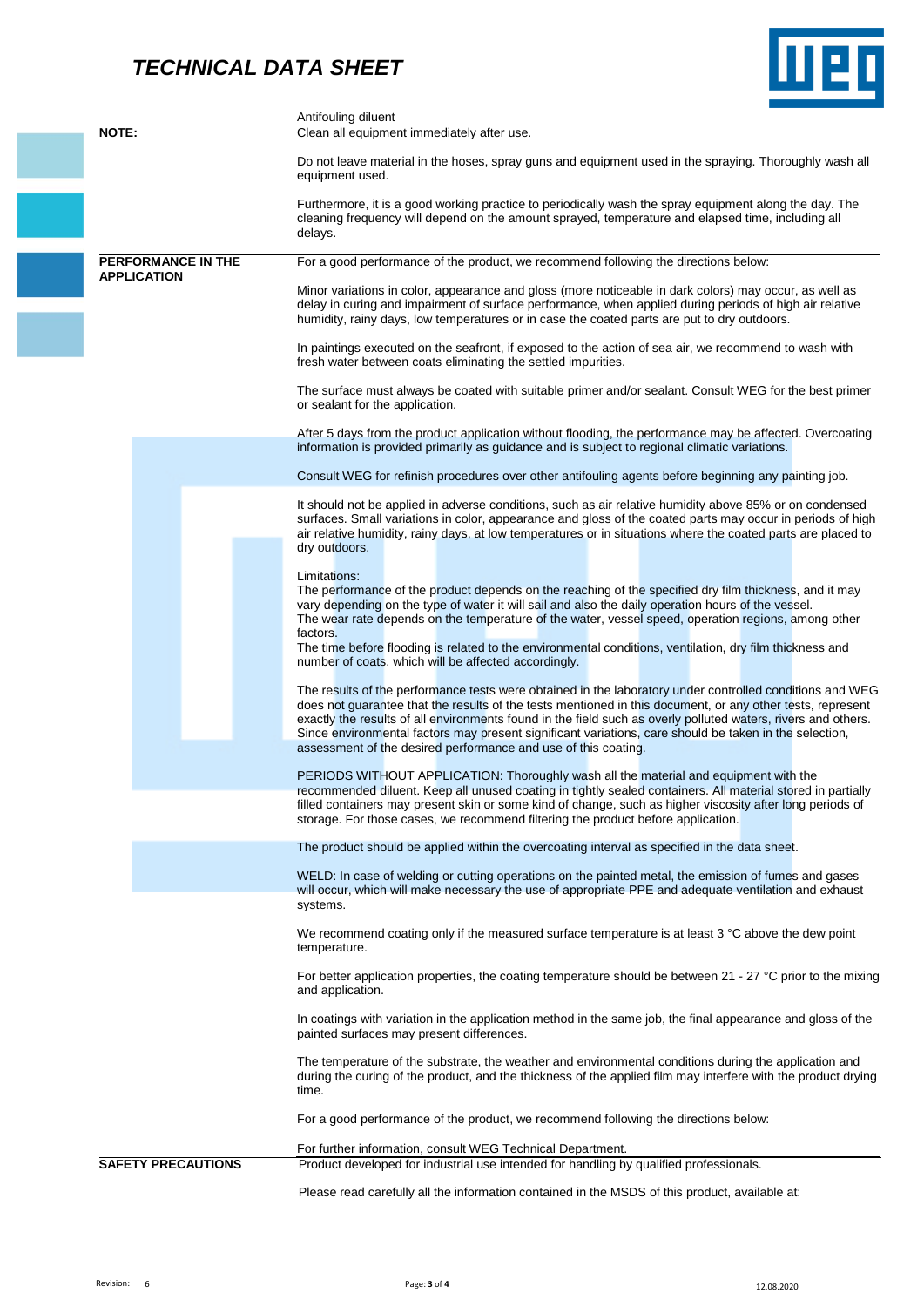Antifouling diluent

**NOTE:**

Clean all equipment immediately after use.

Do not leave material in the hoses, spray guns and equipment used in the spraying. Thoroughly wash all equipment used.

Furthermore, it is a good working practice to periodically wash the spray equipment along the day. The cleaning frequency will depend on the amount sprayed, temperature and elapsed time, including all delays.

**PERFORMANCE IN THE APPLICATION**

For a good performance of the product, we recommend following the directions below:

Minor variations in color, appearance and gloss (more noticeable in dark colors) may occur, as well as delay in curing and impairment of surface performance, when applied during periods of high air relative humidity, rainy days, low temperatures or in case the coated parts are put to dry outdoors.

In paintings executed on the seafront, if exposed to the action of sea air, we recommend to wash with fresh water between coats eliminating the settled impurities.

The surface must always be coated with suitable primer and/or sealant. Consult WEG for the best primer or sealant for the application.

After 5 days from the product application without flooding, the performance may be affected. Overcoating information is provided primarily as guidance and is subject to regional climatic variations.

Consult WEG for refinish procedures over other antifouling agents before beginning any painting job.

It should not be applied in adverse conditions, such as air relative humidity above 85% or on condensed surfaces. Small variations in color, appearance and gloss of the coated parts may occur in periods of high air relative humidity, rainy days, at low temperatures or in situations where the coated parts are placed to dry outdoors.

Limitations:
The performance of the product depends on the reaching of the specified dry film thickness, and it may vary depending on the type of water it will sail and also the daily operation hours of the vessel.
The wear rate depends on the temperature of the water, vessel speed, operation regions, among other factors.
The time before flooding is related to the environmental conditions, ventilation, dry film thickness and number of coats, which will be affected accordingly.

The results of the performance tests were obtained in the laboratory under controlled conditions and WEG does not guarantee that the results of the tests mentioned in this document, or any other tests, represent exactly the results of all environments found in the field such as overly polluted waters, rivers and others. Since environmental factors may present significant variations, care should be taken in the selection, assessment of the desired performance and use of this coating.

PERIODS WITHOUT APPLICATION: Thoroughly wash all the material and equipment with the recommended diluent. Keep all unused coating in tightly sealed containers. All material stored in partially filled containers may present skin or some kind of change, such as higher viscosity after long periods of storage. For those cases, we recommend filtering the product before application.

The product should be applied within the overcoating interval as specified in the data sheet.

WELD: In case of welding or cutting operations on the painted metal, the emission of fumes and gases will occur, which will make necessary the use of appropriate PPE and adequate ventilation and exhaust systems.

We recommend coating only if the measured surface temperature is at least 3 °C above the dew point temperature.

For better application properties, the coating temperature should be between 21 - 27 °C prior to the mixing and application.

In coatings with variation in the application method in the same job, the final appearance and gloss of the painted surfaces may present differences.

The temperature of the substrate, the weather and environmental conditions during the application and during the curing of the product, and the thickness of the applied film may interfere with the product drying time.

For a good performance of the product, we recommend following the directions below:

For further information, consult WEG Technical Department.

**SAFETY PRECAUTIONS**

Product developed for industrial use intended for handling by qualified professionals.

Please read carefully all the information contained in the MSDS of this product, available at: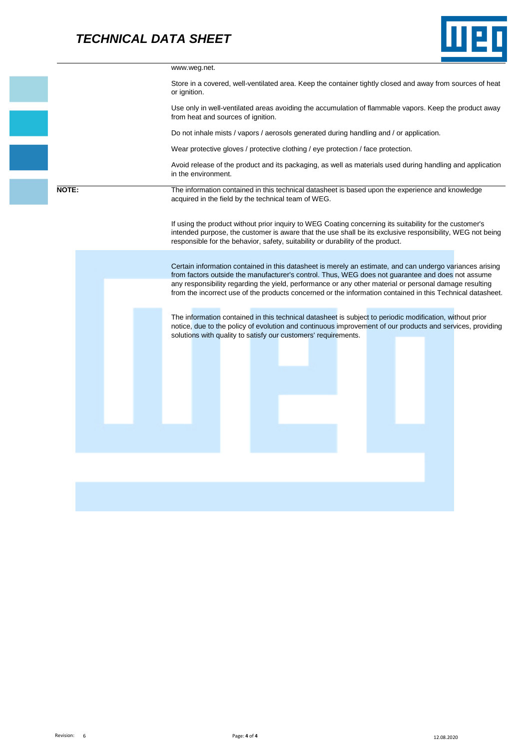www.weg.net.

Store in a covered, well-ventilated area. Keep the container tightly closed and away from sources of heat or ignition.

Use only in well-ventilated areas avoiding the accumulation of flammable vapors. Keep the product away from heat and sources of ignition.

Do not inhale mists / vapors / aerosols generated during handling and / or application.

Wear protective gloves / protective clothing / eye protection / face protection.

Avoid release of the product and its packaging, as well as materials used during handling and application in the environment.

**NOTE:**

The information contained in this technical datasheet is based upon the experience and knowledge acquired in the field by the technical team of WEG.

If using the product without prior inquiry to WEG Coating concerning its suitability for the customer's intended purpose, the customer is aware that the use shall be its exclusive responsibility, WEG not being responsible for the behavior, safety, suitability or durability of the product.

Certain information contained in this datasheet is merely an estimate, and can undergo variances arising from factors outside the manufacturer's control. Thus, WEG does not guarantee and does not assume any responsibility regarding the yield, performance or any other material or personal damage resulting from the incorrect use of the products concerned or the information contained in this Technical datasheet.

The information contained in this technical datasheet is subject to periodic modification, without prior notice, due to the policy of evolution and continuous improvement of our products and services, providing solutions with quality to satisfy our customers' requirements.